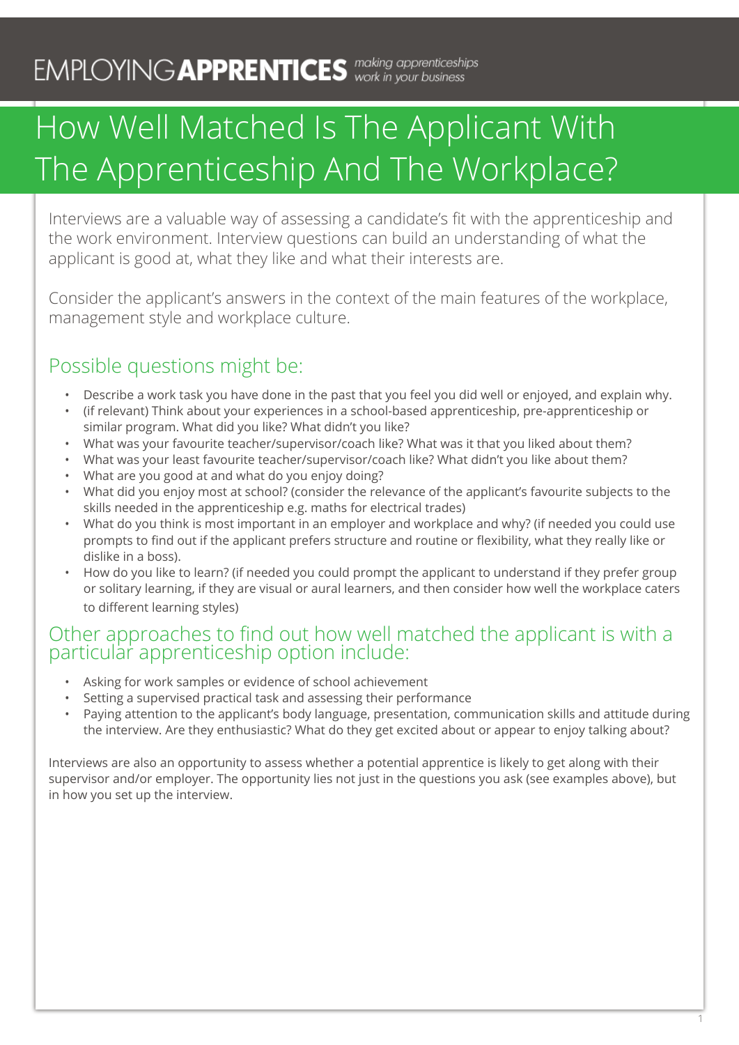EMPLOYING**APPRENTICES** *making apprenticeships work in your business*

# How Well Matched Is The Applicant With The Apprenticeship And The Workplace?

Interviews are a valuable way of assessing a candidate's fit with the apprenticeship and the work environment. Interview questions can build an understanding of what the applicant is good at, what they like and what their interests are.

Consider the applicant's answers in the context of the main features of the workplace, management style and workplace culture.

## Possible questions might be:

- Describe a work task you have done in the past that you feel you did well or enjoyed, and explain why.
- (if relevant) Think about your experiences in a school-based apprenticeship, pre-apprenticeship or similar program. What did you like? What didn't you like?
- What was your favourite teacher/supervisor/coach like? What was it that you liked about them?
- What was your least favourite teacher/supervisor/coach like? What didn't you like about them?
- What are you good at and what do you enjoy doing?
- What did you enjoy most at school? (consider the relevance of the applicant's favourite subjects to the skills needed in the apprenticeship e.g. maths for electrical trades)
- What do you think is most important in an employer and workplace and why? (if needed you could use prompts to find out if the applicant prefers structure and routine or flexibility, what they really like or dislike in a boss).
- How do you like to learn? (if needed you could prompt the applicant to understand if they prefer group or solitary learning, if they are visual or aural learners, and then consider how well the workplace caters to different learning styles)

## Other approaches to find out how well matched the applicant is with a particular apprenticeship option include:

- Asking for work samples or evidence of school achievement
- Setting a supervised practical task and assessing their performance
- Paying attention to the applicant's body language, presentation, communication skills and attitude during the interview. Are they enthusiastic? What do they get excited about or appear to enjoy talking about?

Interviews are also an opportunity to assess whether a potential apprentice is likely to get along with their supervisor and/or employer. The opportunity lies not just in the questions you ask (see examples above), but in how you set up the interview.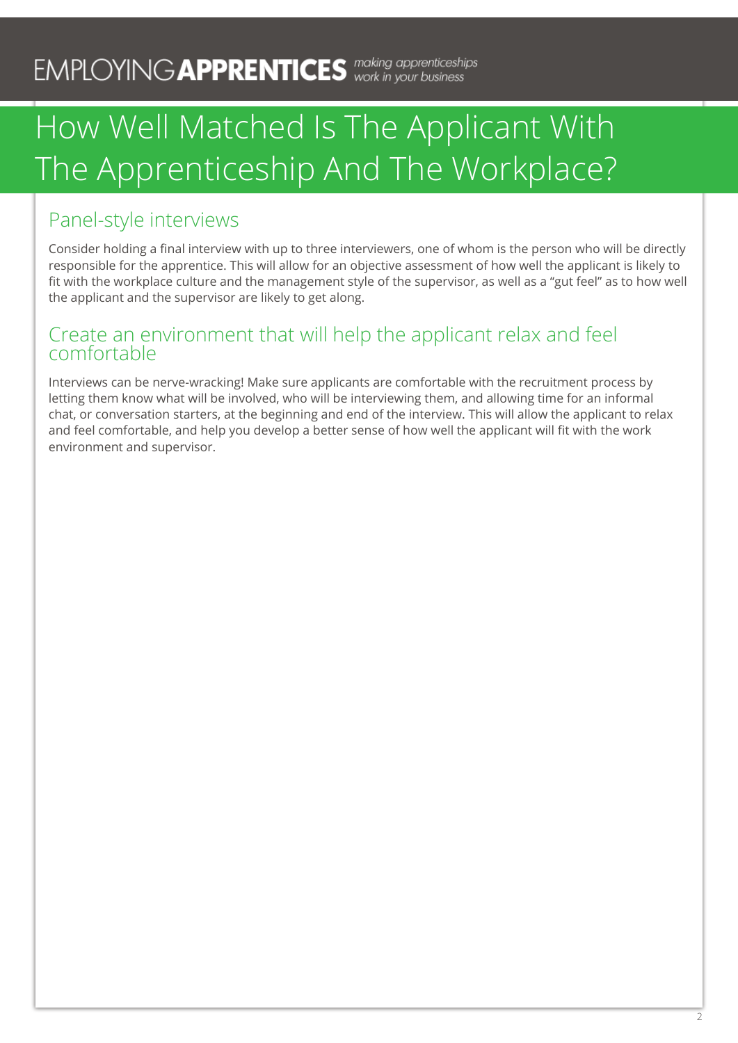# How Well Matched Is The Applicant With The Apprenticeship And The Workplace?

## Panel-style interviews

Consider holding a final interview with up to three interviewers, one of whom is the person who will be directly responsible for the apprentice. This will allow for an objective assessment of how well the applicant is likely to fit with the workplace culture and the management style of the supervisor, as well as a "gut feel" as to how well the applicant and the supervisor are likely to get along.

## Create an environment that will help the applicant relax and feel comfortable

Interviews can be nerve-wracking! Make sure applicants are comfortable with the recruitment process by letting them know what will be involved, who will be interviewing them, and allowing time for an informal chat, or conversation starters, at the beginning and end of the interview. This will allow the applicant to relax and feel comfortable, and help you develop a better sense of how well the applicant will fit with the work environment and supervisor.